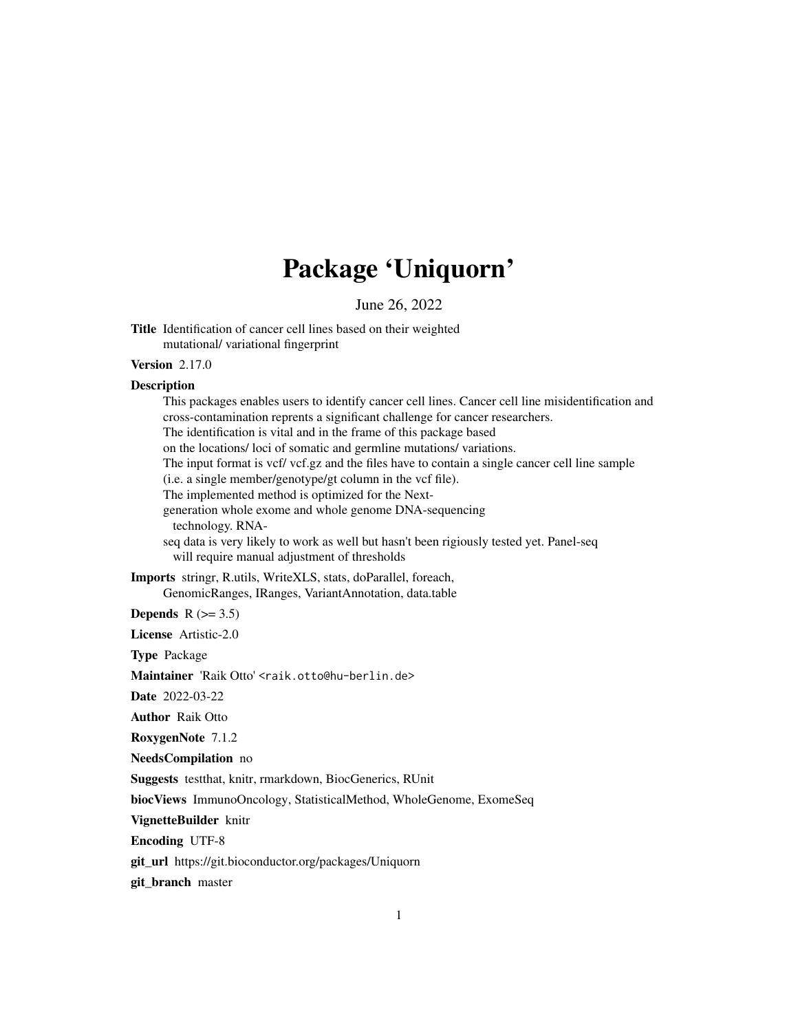# Package 'Uniquorn'

June 26, 2022

**Title** Identification of cancer cell lines based on their weighted mutational/ variational fingerprint

**Version** 2.17.0

**Description**

This packages enables users to identify cancer cell lines. Cancer cell line misidentification and cross-contamination reprents a significant challenge for cancer researchers. The identification is vital and in the frame of this package based on the locations/ loci of somatic and germline mutations/ variations. The input format is vcf/ vcf.gz and the files have to contain a single cancer cell line sample (i.e. a single member/genotype/gt column in the vcf file). The implemented method is optimized for the Next-generation whole exome and whole genome DNA-sequencing technology. RNA-seq data is very likely to work as well but hasn't been rigiously tested yet. Panel-seq will require manual adjustment of thresholds

**Imports** stringr, R.utils, WriteXLS, stats, doParallel, foreach, GenomicRanges, IRanges, VariantAnnotation, data.table

**Depends** R (>= 3.5)

**License** Artistic-2.0

**Type** Package

**Maintainer** 'Raik Otto' <raik.otto@hu-berlin.de>

**Date** 2022-03-22

**Author** Raik Otto

**RoxygenNote** 7.1.2

**NeedsCompilation** no

**Suggests** testthat, knitr, rmarkdown, BiocGenerics, RUnit

**biocViews** ImmunoOncology, StatisticalMethod, WholeGenome, ExomeSeq

**VignetteBuilder** knitr

**Encoding** UTF-8

**git_url** https://git.bioconductor.org/packages/Uniquorn

**git_branch** master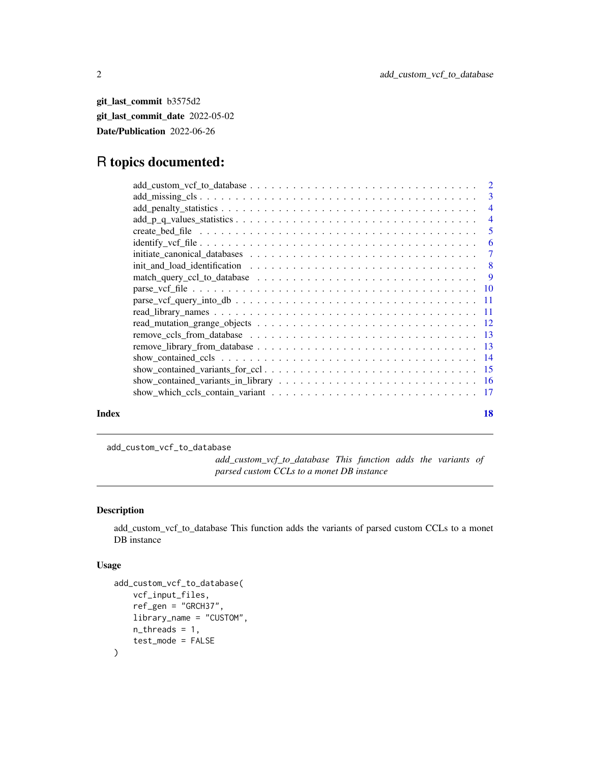**git_last_commit** b3575d2

**git_last_commit_date** 2022-05-02

**Date/Publication** 2022-06-26

# R topics documented:

- add_custom_vcf_to_database . . . . . . . . . . . . . . . . . . . . . . . . . . . . . . 2
- add_missing_cls . . . . . . . . . . . . . . . . . . . . . . . . . . . . . . . . . . . . 3
- add_penalty_statistics . . . . . . . . . . . . . . . . . . . . . . . . . . . . . . . . 4
- add_p_q_values_statistics . . . . . . . . . . . . . . . . . . . . . . . . . . . . . . 4
- create_bed_file . . . . . . . . . . . . . . . . . . . . . . . . . . . . . . . . . . . 5
- identify_vcf_file . . . . . . . . . . . . . . . . . . . . . . . . . . . . . . . . . . 6
- initiate_canonical_databases . . . . . . . . . . . . . . . . . . . . . . . . . . . . 7
- init_and_load_identification . . . . . . . . . . . . . . . . . . . . . . . . . . . . 8
- match_query_ccl_to_database . . . . . . . . . . . . . . . . . . . . . . . . . . . . 9
- parse_vcf_file . . . . . . . . . . . . . . . . . . . . . . . . . . . . . . . . . . . 10
- parse_vcf_query_into_db . . . . . . . . . . . . . . . . . . . . . . . . . . . . . . 11
- read_library_names . . . . . . . . . . . . . . . . . . . . . . . . . . . . . . . . . 11
- read_mutation_grange_objects . . . . . . . . . . . . . . . . . . . . . . . . . . . . 12
- remove_ccls_from_database . . . . . . . . . . . . . . . . . . . . . . . . . . . . . 13
- remove_library_from_database . . . . . . . . . . . . . . . . . . . . . . . . . . . . 13
- show_contained_ccls . . . . . . . . . . . . . . . . . . . . . . . . . . . . . . . . 14
- show_contained_variants_for_ccl . . . . . . . . . . . . . . . . . . . . . . . . . . . 15
- show_contained_variants_in_library . . . . . . . . . . . . . . . . . . . . . . . . . 16
- show_which_ccls_contain_variant . . . . . . . . . . . . . . . . . . . . . . . . . . 17

**Index** **18**

---

`add_custom_vcf_to_database`

*add_custom_vcf_to_database This function adds the variants of parsed custom CCLs to a monet DB instance*

---

### Description

add_custom_vcf_to_database This function adds the variants of parsed custom CCLs to a monet DB instance

### Usage

```
add_custom_vcf_to_database(
    vcf_input_files,
    ref_gen = "GRCH37",
    library_name = "CUSTOM",
    n_threads = 1,
    test_mode = FALSE
)
```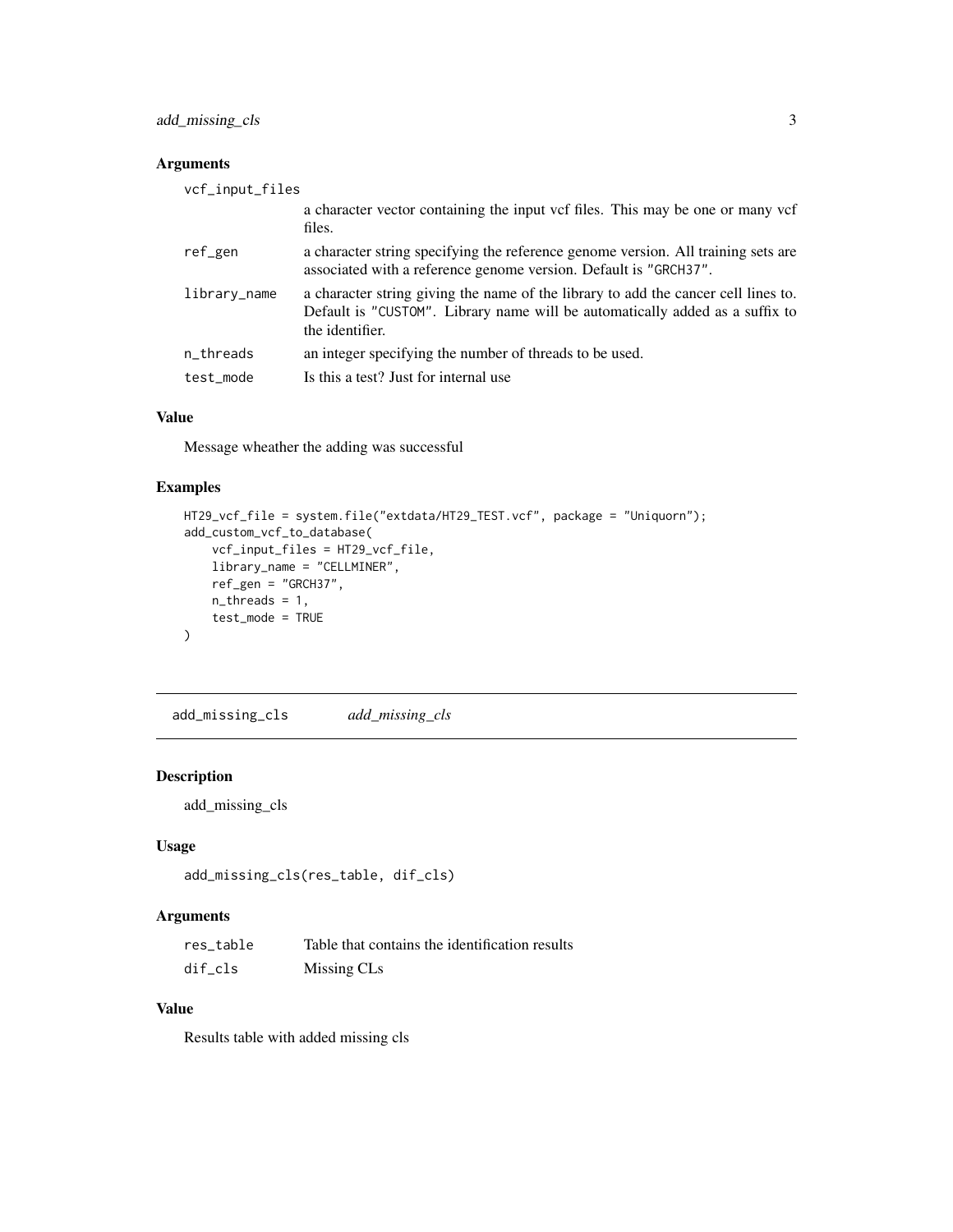### Arguments

| | |
|---|---|
| vcf_input_files | a character vector containing the input vcf files. This may be one or many vcf files. |
| ref_gen | a character string specifying the reference genome version. All training sets are associated with a reference genome version. Default is "GRCH37". |
| library_name | a character string giving the name of the library to add the cancer cell lines to. Default is "CUSTOM". Library name will be automatically added as a suffix to the identifier. |
| n_threads | an integer specifying the number of threads to be used. |
| test_mode | Is this a test? Just for internal use |

### Value

Message wheather the adding was successful

### Examples

```
HT29_vcf_file = system.file("extdata/HT29_TEST.vcf", package = "Uniquorn");
add_custom_vcf_to_database(
    vcf_input_files = HT29_vcf_file,
    library_name = "CELLMINER",
    ref_gen = "GRCH37",
    n_threads = 1,
    test_mode = TRUE
)
```

---

## add_missing_cls    *add_missing_cls*

### Description

add_missing_cls

### Usage

```
add_missing_cls(res_table, dif_cls)
```

### Arguments

| | |
|---|---|
| res_table | Table that contains the identification results |
| dif_cls | Missing CLs |

### Value

Results table with added missing cls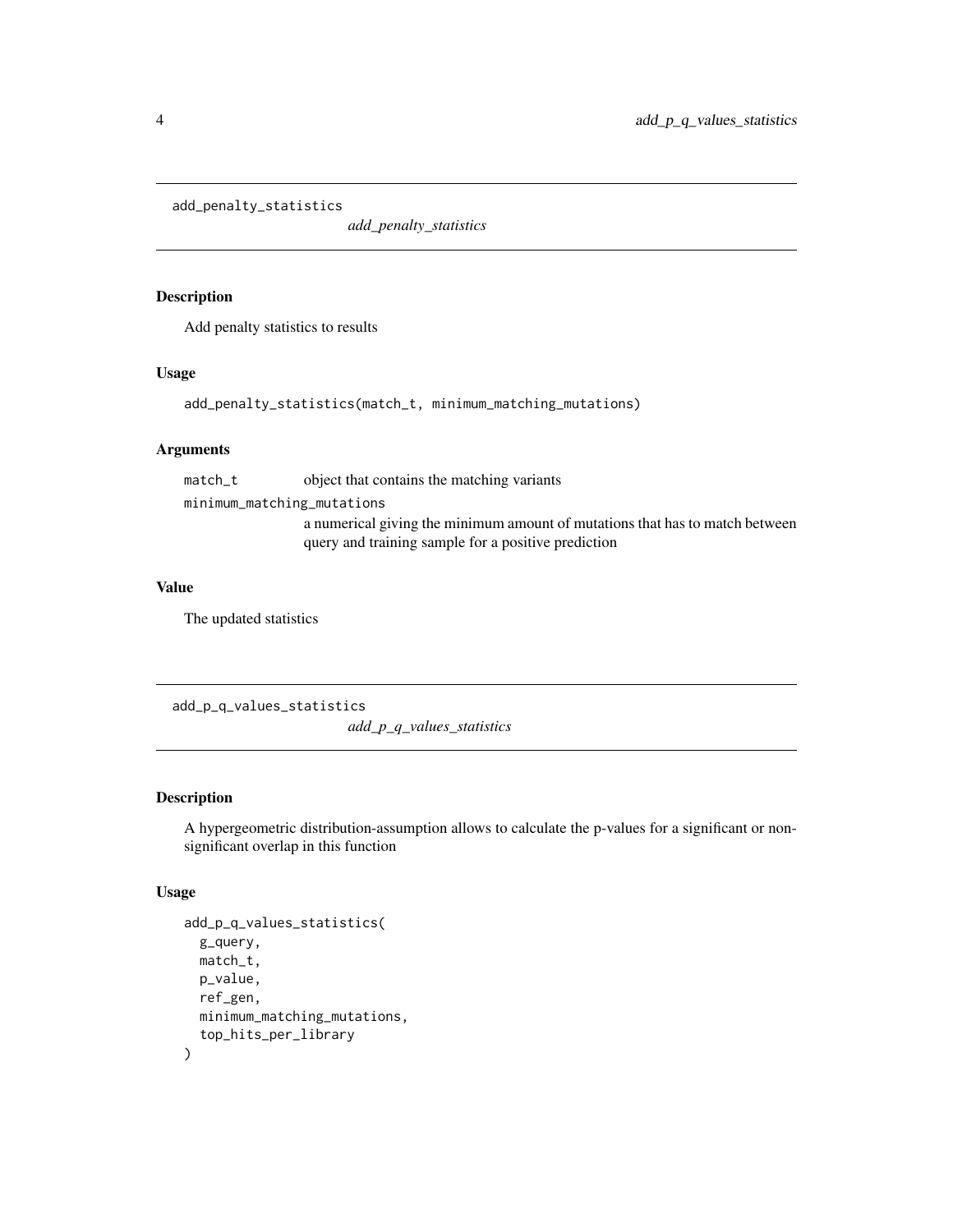## add_penalty_statistics

*add_penalty_statistics*

### Description

Add penalty statistics to results

### Usage

```
add_penalty_statistics(match_t, minimum_matching_mutations)
```

### Arguments

- `match_t`: object that contains the matching variants
- `minimum_matching_mutations`: a numerical giving the minimum amount of mutations that has to match between query and training sample for a positive prediction

### Value

The updated statistics

## add_p_q_values_statistics

*add_p_q_values_statistics*

### Description

A hypergeometric distribution-assumption allows to calculate the p-values for a significant or non-significant overlap in this function

### Usage

```
add_p_q_values_statistics(
  g_query,
  match_t,
  p_value,
  ref_gen,
  minimum_matching_mutations,
  top_hits_per_library
)
```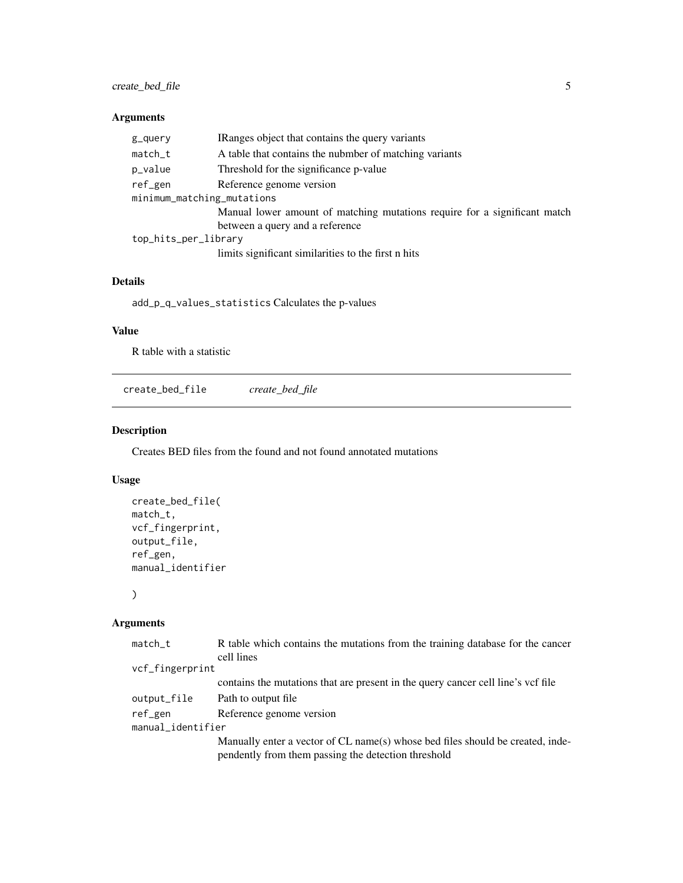## Arguments

| | |
|---|---|
| `g_query` | IRanges object that contains the query variants |
| `match_t` | A table that contains the nubmber of matching variants |
| `p_value` | Threshold for the significance p-value |
| `ref_gen` | Reference genome version |
| `minimum_matching_mutations` | Manual lower amount of matching mutations require for a significant match between a query and a reference |
| `top_hits_per_library` | limits significant similarities to the first n hits |

## Details

`add_p_q_values_statistics` Calculates the p-values

## Value

R table with a statistic

---

# `create_bed_file` *create_bed_file*

## Description

Creates BED files from the found and not found annotated mutations

## Usage

```
create_bed_file(
match_t,
vcf_fingerprint,
output_file,
ref_gen,
manual_identifier

)
```

## Arguments

| | |
|---|---|
| `match_t` | R table which contains the mutations from the training database for the cancer cell lines |
| `vcf_fingerprint` | contains the mutations that are present in the query cancer cell line's vcf file |
| `output_file` | Path to output file |
| `ref_gen` | Reference genome version |
| `manual_identifier` | Manually enter a vector of CL name(s) whose bed files should be created, independently from them passing the detection threshold |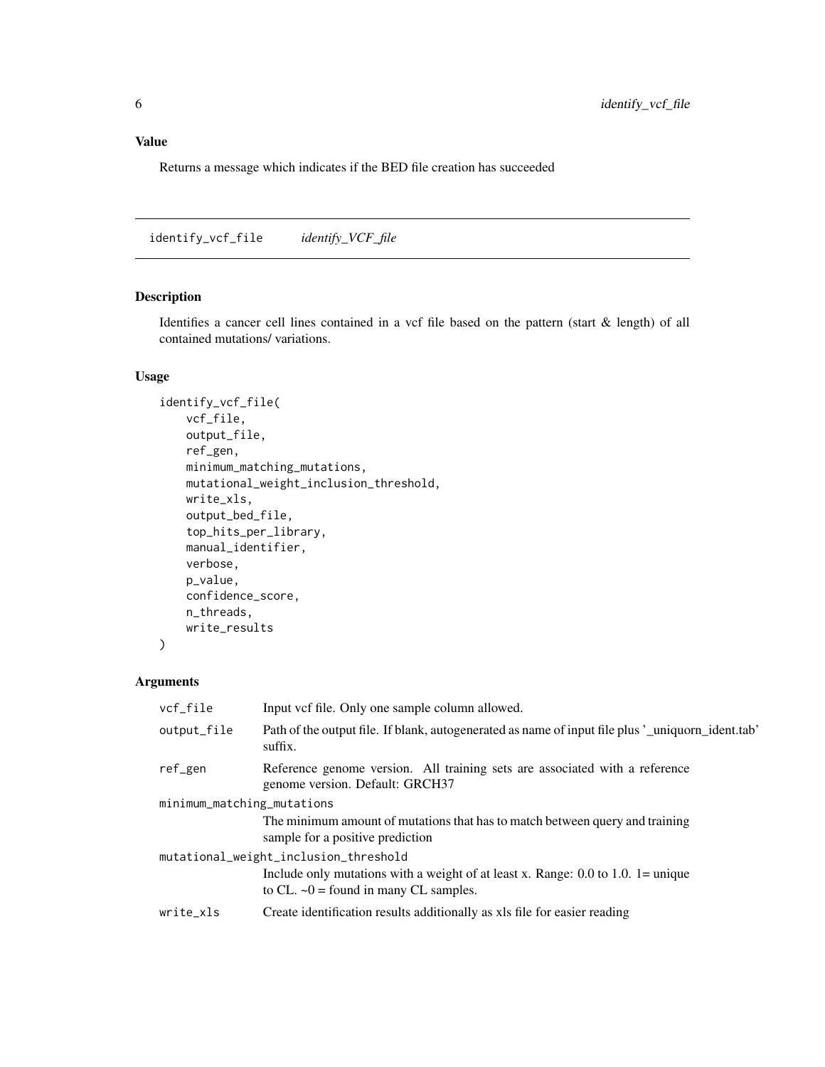### Value

Returns a message which indicates if the BED file creation has succeeded

---

## identify_vcf_file *identify_VCF_file*

---

### Description

Identifies a cancer cell lines contained in a vcf file based on the pattern (start & length) of all contained mutations/ variations.

### Usage

```
identify_vcf_file(
    vcf_file,
    output_file,
    ref_gen,
    minimum_matching_mutations,
    mutational_weight_inclusion_threshold,
    write_xls,
    output_bed_file,
    top_hits_per_library,
    manual_identifier,
    verbose,
    p_value,
    confidence_score,
    n_threads,
    write_results
)
```

### Arguments

| | |
|---|---|
| `vcf_file` | Input vcf file. Only one sample column allowed. |
| `output_file` | Path of the output file. If blank, autogenerated as name of input file plus '_uniquorn_ident.tab' suffix. |
| `ref_gen` | Reference genome version. All training sets are associated with a reference genome version. Default: GRCH37 |
| `minimum_matching_mutations` | The minimum amount of mutations that has to match between query and training sample for a positive prediction |
| `mutational_weight_inclusion_threshold` | Include only mutations with a weight of at least x. Range: 0.0 to 1.0. 1= unique to CL. ~0 = found in many CL samples. |
| `write_xls` | Create identification results additionally as xls file for easier reading |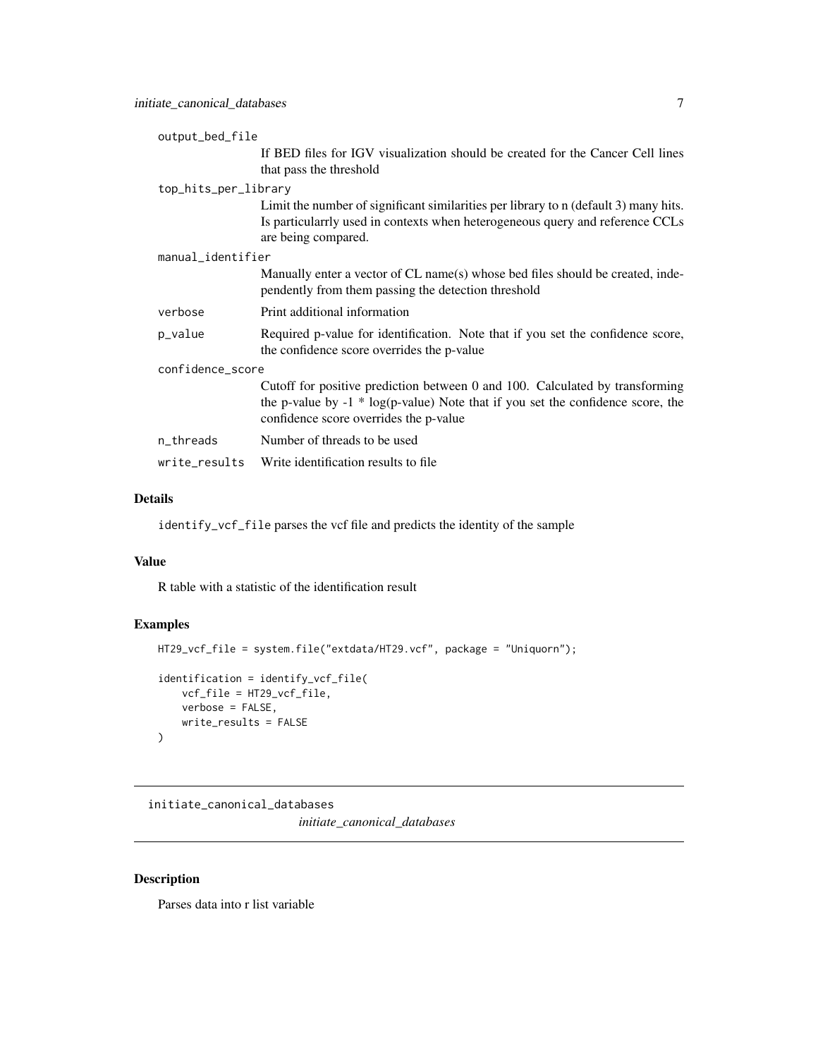| | |
|---|---|
| `output_bed_file` | If BED files for IGV visualization should be created for the Cancer Cell lines that pass the threshold |
| `top_hits_per_library` | Limit the number of significant similarities per library to n (default 3) many hits. Is particularrly used in contexts when heterogeneous query and reference CCLs are being compared. |
| `manual_identifier` | Manually enter a vector of CL name(s) whose bed files should be created, independently from them passing the detection threshold |
| `verbose` | Print additional information |
| `p_value` | Required p-value for identification. Note that if you set the confidence score, the confidence score overrides the p-value |
| `confidence_score` | Cutoff for positive prediction between 0 and 100. Calculated by transforming the p-value by -1 * log(p-value) Note that if you set the confidence score, the confidence score overrides the p-value |
| `n_threads` | Number of threads to be used |
| `write_results` | Write identification results to file |

### Details

`identify_vcf_file` parses the vcf file and predicts the identity of the sample

### Value

R table with a statistic of the identification result

### Examples

```
HT29_vcf_file = system.file("extdata/HT29.vcf", package = "Uniquorn");

identification = identify_vcf_file(
    vcf_file = HT29_vcf_file,
    verbose = FALSE,
    write_results = FALSE
)
```

---

## initiate_canonical_databases

*initiate_canonical_databases*

---

### Description

Parses data into r list variable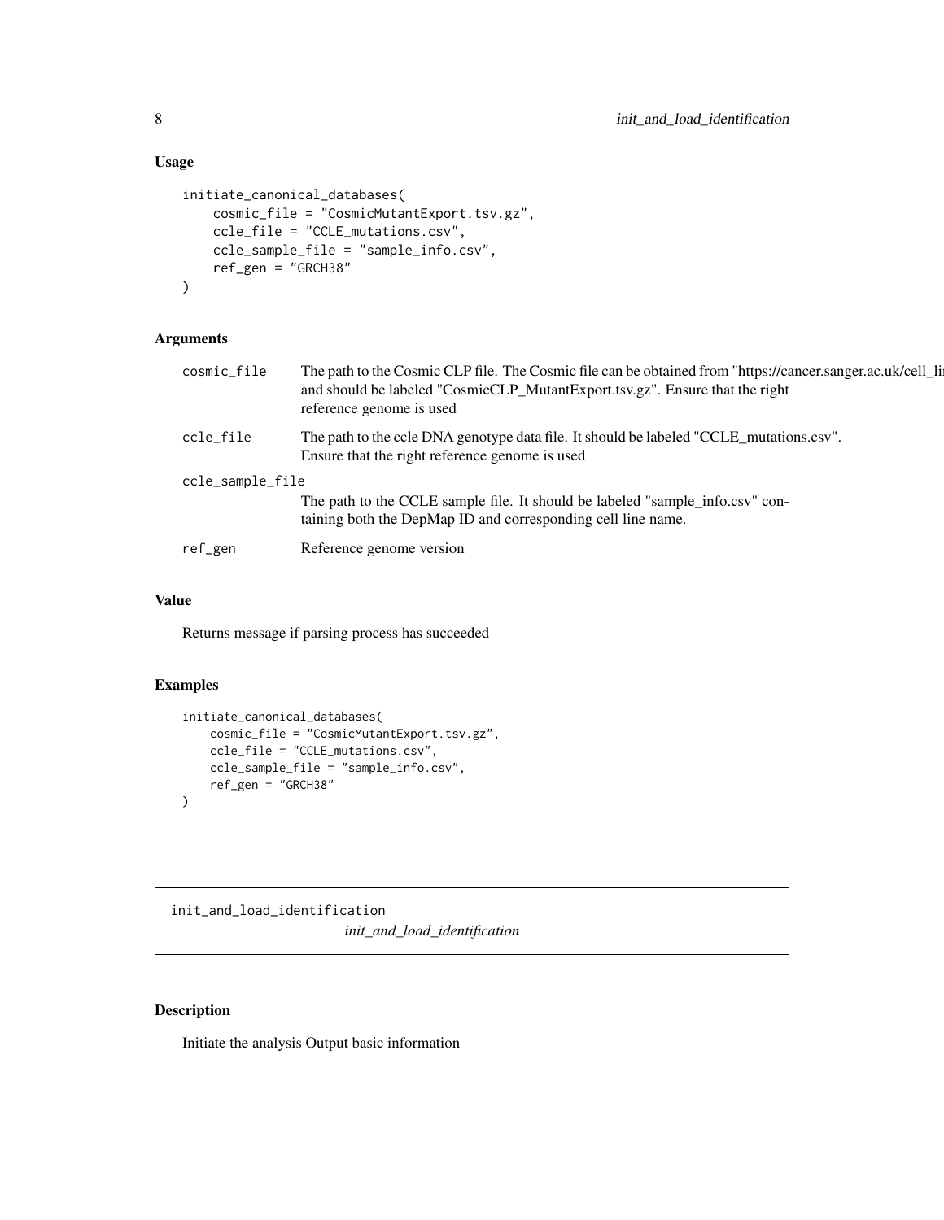## Usage

```
initiate_canonical_databases(
    cosmic_file = "CosmicMutantExport.tsv.gz",
    ccle_file = "CCLE_mutations.csv",
    ccle_sample_file = "sample_info.csv",
    ref_gen = "GRCH38"
)
```

## Arguments

| | |
|---|---|
| cosmic_file | The path to the Cosmic CLP file. The Cosmic file can be obtained from "https://cancer.sanger.ac.uk/cell_li and should be labeled "CosmicCLP_MutantExport.tsv.gz". Ensure that the right reference genome is used |
| ccle_file | The path to the ccle DNA genotype data file. It should be labeled "CCLE_mutations.csv". Ensure that the right reference genome is used |
| ccle_sample_file | The path to the CCLE sample file. It should be labeled "sample_info.csv" containing both the DepMap ID and corresponding cell line name. |
| ref_gen | Reference genome version |

## Value

Returns message if parsing process has succeeded

## Examples

```
initiate_canonical_databases(
    cosmic_file = "CosmicMutantExport.tsv.gz",
    ccle_file = "CCLE_mutations.csv",
    ccle_sample_file = "sample_info.csv",
    ref_gen = "GRCH38"
)
```

---

# init_and_load_identification

*init_and_load_identification*

## Description

Initiate the analysis Output basic information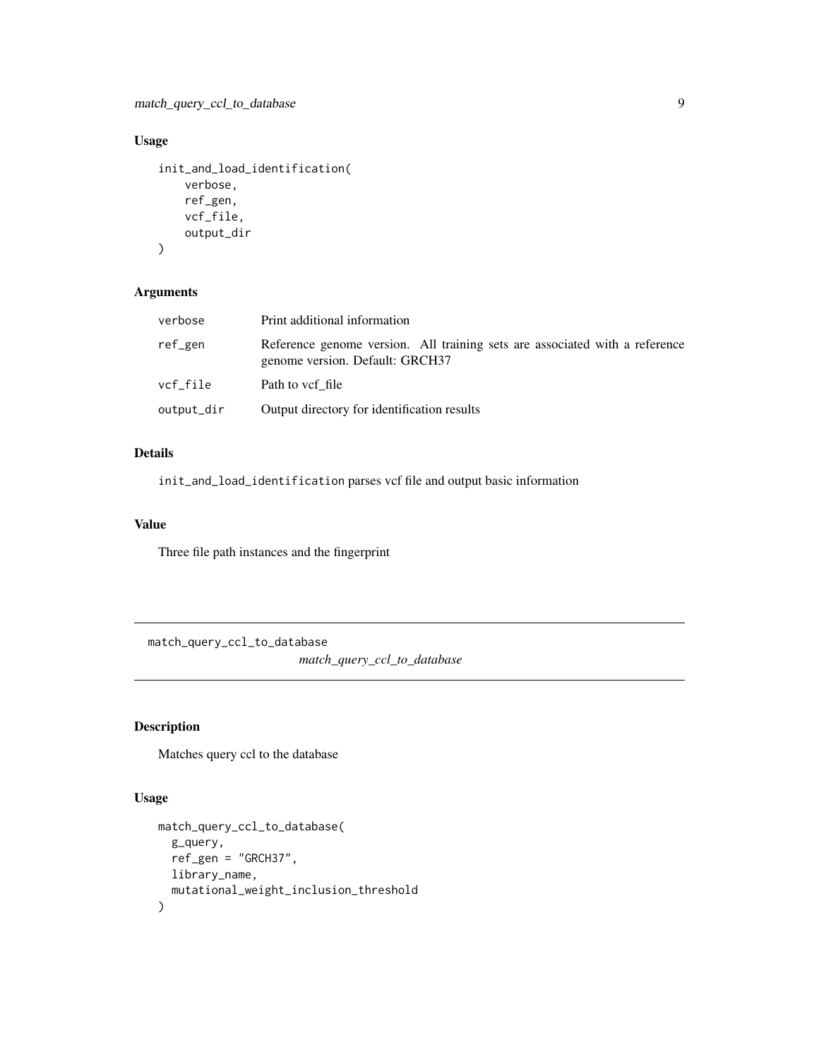## Usage

```
init_and_load_identification(
    verbose,
    ref_gen,
    vcf_file,
    output_dir
)
```

## Arguments

| | |
|---|---|
| verbose | Print additional information |
| ref_gen | Reference genome version. All training sets are associated with a reference genome version. Default: GRCH37 |
| vcf_file | Path to vcf_file |
| output_dir | Output directory for identification results |

## Details

`init_and_load_identification` parses vcf file and output basic information

## Value

Three file path instances and the fingerprint

---

# match_query_ccl_to_database

*match_query_ccl_to_database*

## Description

Matches query ccl to the database

## Usage

```
match_query_ccl_to_database(
  g_query,
  ref_gen = "GRCH37",
  library_name,
  mutational_weight_inclusion_threshold
)
```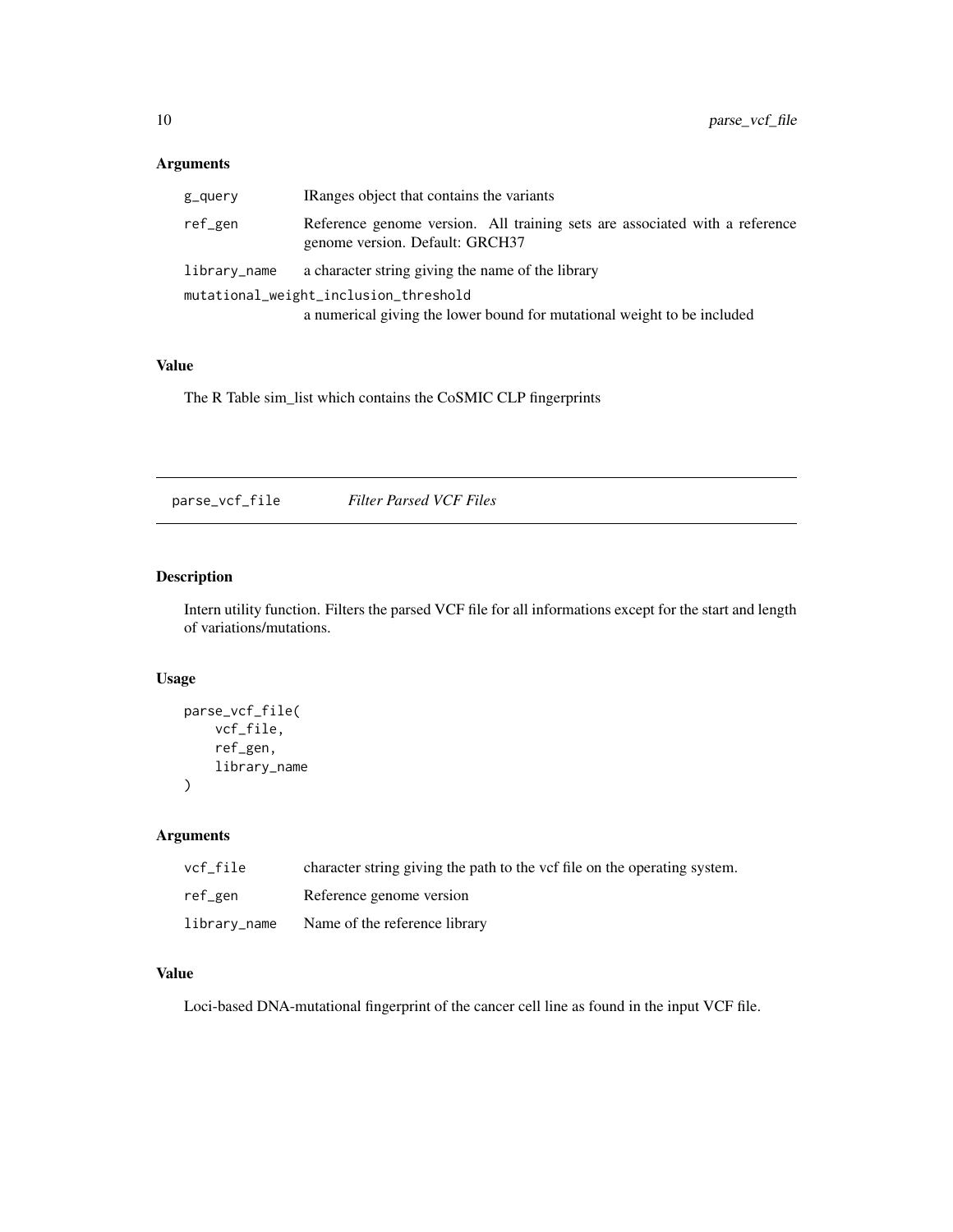### Arguments

| | |
|---|---|
| g_query | IRanges object that contains the variants |
| ref_gen | Reference genome version. All training sets are associated with a reference genome version. Default: GRCH37 |
| library_name | a character string giving the name of the library |
| mutational_weight_inclusion_threshold | a numerical giving the lower bound for mutational weight to be included |

### Value

The R Table sim_list which contains the CoSMIC CLP fingerprints

## parse_vcf_file    *Filter Parsed VCF Files*

### Description

Intern utility function. Filters the parsed VCF file for all informations except for the start and length of variations/mutations.

### Usage

```
parse_vcf_file(
    vcf_file,
    ref_gen,
    library_name
)
```

### Arguments

| | |
|---|---|
| vcf_file | character string giving the path to the vcf file on the operating system. |
| ref_gen | Reference genome version |
| library_name | Name of the reference library |

### Value

Loci-based DNA-mutational fingerprint of the cancer cell line as found in the input VCF file.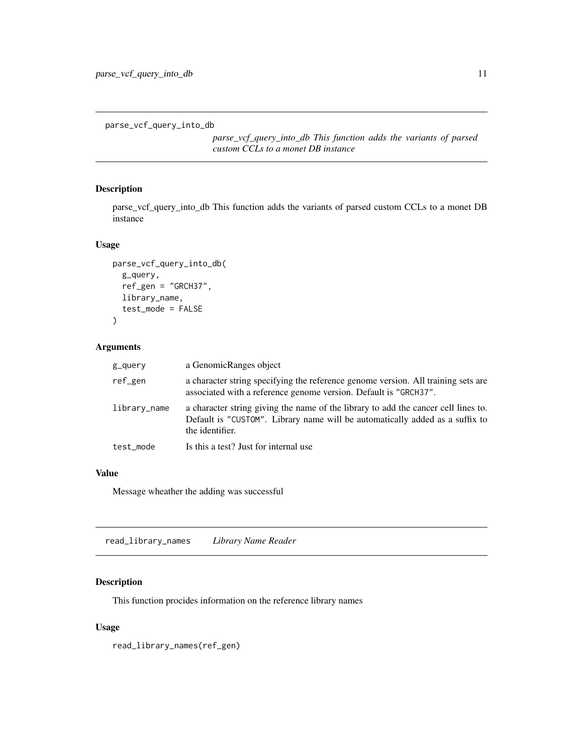## parse_vcf_query_into_db

*parse_vcf_query_into_db This function adds the variants of parsed custom CCLs to a monet DB instance*

### Description

parse_vcf_query_into_db This function adds the variants of parsed custom CCLs to a monet DB instance

### Usage

```
parse_vcf_query_into_db(
  g_query,
  ref_gen = "GRCH37",
  library_name,
  test_mode = FALSE
)
```

### Arguments

| | |
|---|---|
| g_query | a GenomicRanges object |
| ref_gen | a character string specifying the reference genome version. All training sets are associated with a reference genome version. Default is "GRCH37". |
| library_name | a character string giving the name of the library to add the cancer cell lines to. Default is "CUSTOM". Library name will be automatically added as a suffix to the identifier. |
| test_mode | Is this a test? Just for internal use |

### Value

Message wheather the adding was successful

## read_library_names    *Library Name Reader*

### Description

This function procides information on the reference library names

### Usage

```
read_library_names(ref_gen)
```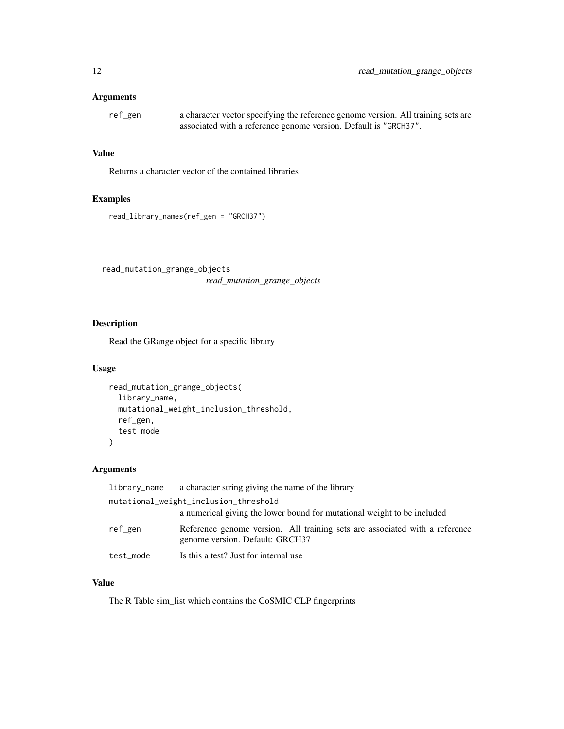### Arguments

| | |
|---|---|
| ref_gen | a character vector specifying the reference genome version. All training sets are associated with a reference genome version. Default is "GRCH37". |

### Value

Returns a character vector of the contained libraries

### Examples

```
read_library_names(ref_gen = "GRCH37")
```

---

## read_mutation_grange_objects

*read_mutation_grange_objects*

---

### Description

Read the GRange object for a specific library

### Usage

```
read_mutation_grange_objects(
  library_name,
  mutational_weight_inclusion_threshold,
  ref_gen,
  test_mode
)
```

### Arguments

| | |
|---|---|
| library_name | a character string giving the name of the library |
| mutational_weight_inclusion_threshold | a numerical giving the lower bound for mutational weight to be included |
| ref_gen | Reference genome version. All training sets are associated with a reference genome version. Default: GRCH37 |
| test_mode | Is this a test? Just for internal use |

### Value

The R Table sim_list which contains the CoSMIC CLP fingerprints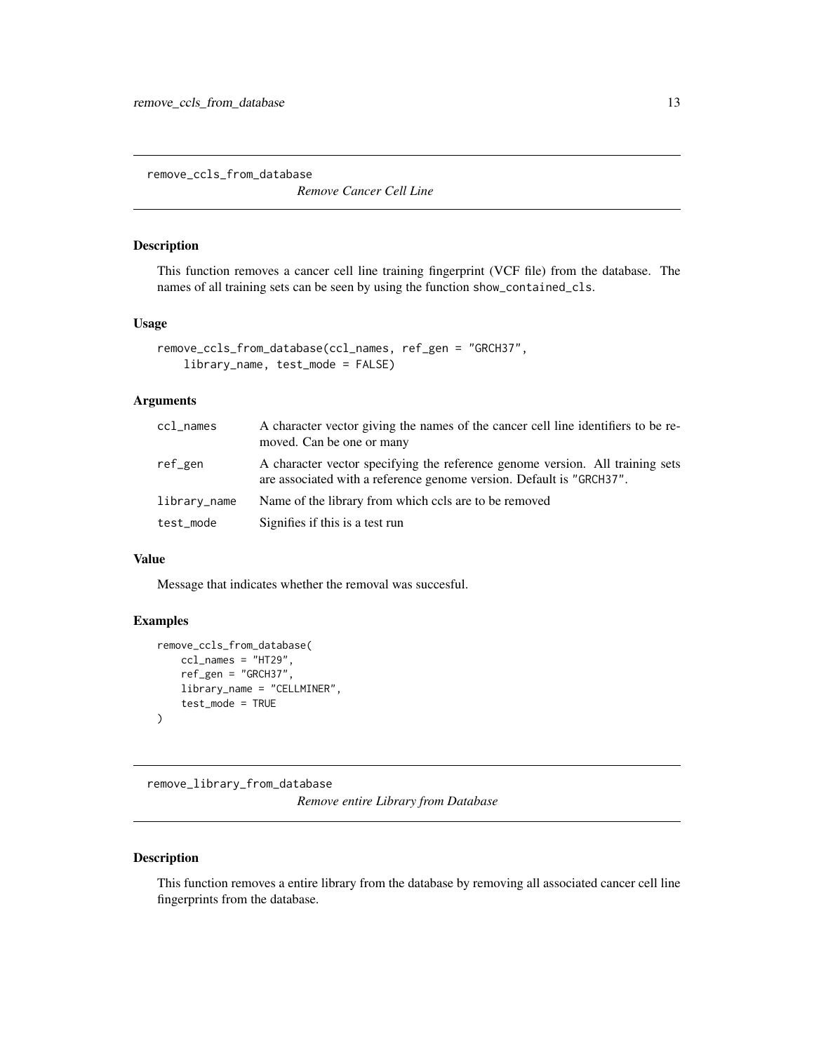## remove_ccls_from_database

*Remove Cancer Cell Line*

### Description

This function removes a cancer cell line training fingerprint (VCF file) from the database. The names of all training sets can be seen by using the function `show_contained_cls`.

### Usage

```
remove_ccls_from_database(ccl_names, ref_gen = "GRCH37",
    library_name, test_mode = FALSE)
```

### Arguments

| | |
|---|---|
| `ccl_names` | A character vector giving the names of the cancer cell line identifiers to be removed. Can be one or many |
| `ref_gen` | A character vector specifying the reference genome version. All training sets are associated with a reference genome version. Default is "GRCH37". |
| `library_name` | Name of the library from which ccls are to be removed |
| `test_mode` | Signifies if this is a test run |

### Value

Message that indicates whether the removal was succesful.

### Examples

```
remove_ccls_from_database(
    ccl_names = "HT29",
    ref_gen = "GRCH37",
    library_name = "CELLMINER",
    test_mode = TRUE
)
```

## remove_library_from_database

*Remove entire Library from Database*

### Description

This function removes a entire library from the database by removing all associated cancer cell line fingerprints from the database.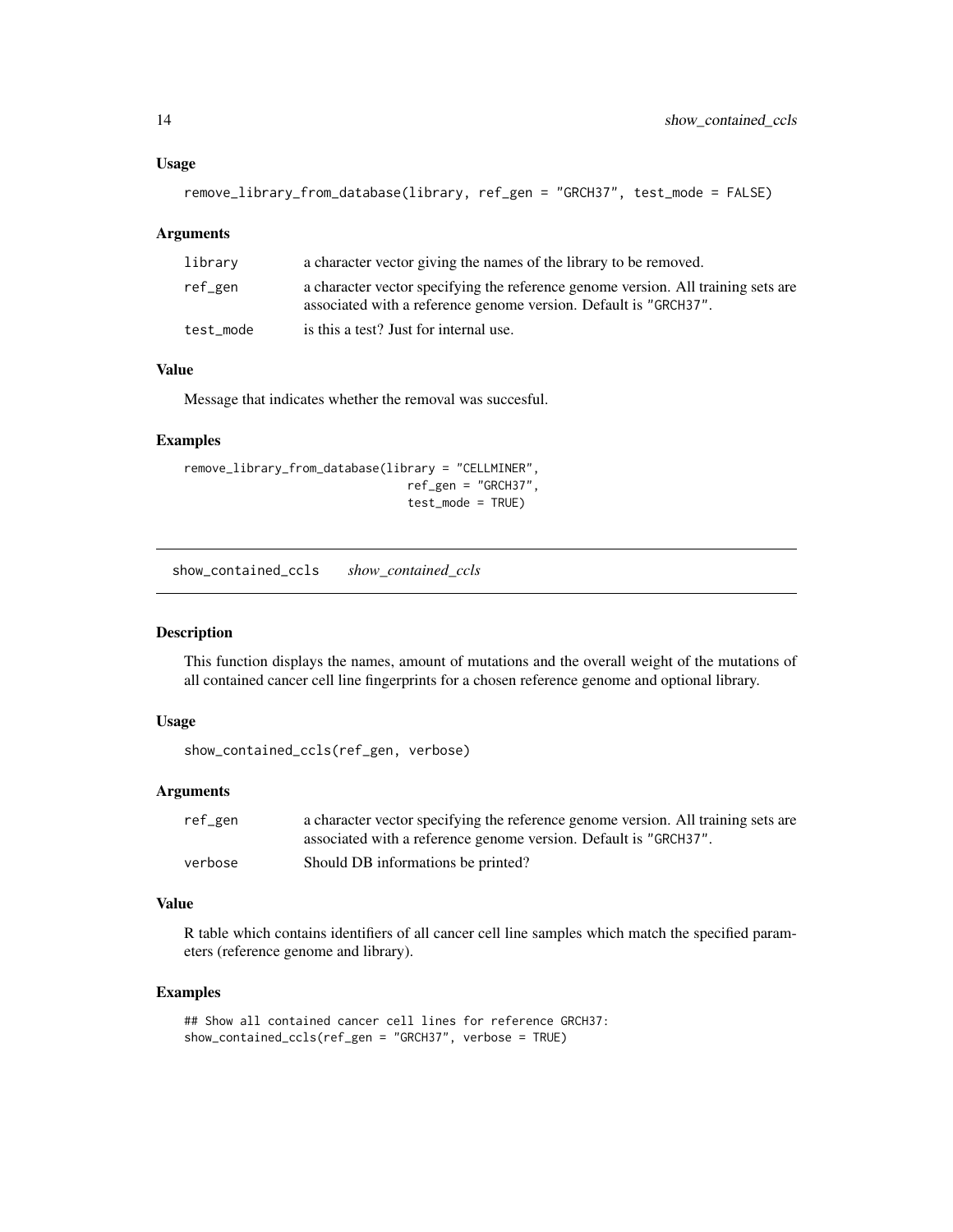### Usage

```
remove_library_from_database(library, ref_gen = "GRCH37", test_mode = FALSE)
```

### Arguments

| | |
|---|---|
| library | a character vector giving the names of the library to be removed. |
| ref_gen | a character vector specifying the reference genome version. All training sets are associated with a reference genome version. Default is "GRCH37". |
| test_mode | is this a test? Just for internal use. |

### Value

Message that indicates whether the removal was succesful.

### Examples

```
remove_library_from_database(library = "CELLMINER",
                             ref_gen = "GRCH37",
                             test_mode = TRUE)
```

---

## show_contained_ccls *show_contained_ccls*

### Description

This function displays the names, amount of mutations and the overall weight of the mutations of all contained cancer cell line fingerprints for a chosen reference genome and optional library.

### Usage

```
show_contained_ccls(ref_gen, verbose)
```

### Arguments

| | |
|---|---|
| ref_gen | a character vector specifying the reference genome version. All training sets are associated with a reference genome version. Default is "GRCH37". |
| verbose | Should DB informations be printed? |

### Value

R table which contains identifiers of all cancer cell line samples which match the specified parameters (reference genome and library).

### Examples

```
## Show all contained cancer cell lines for reference GRCH37:
show_contained_ccls(ref_gen = "GRCH37", verbose = TRUE)
```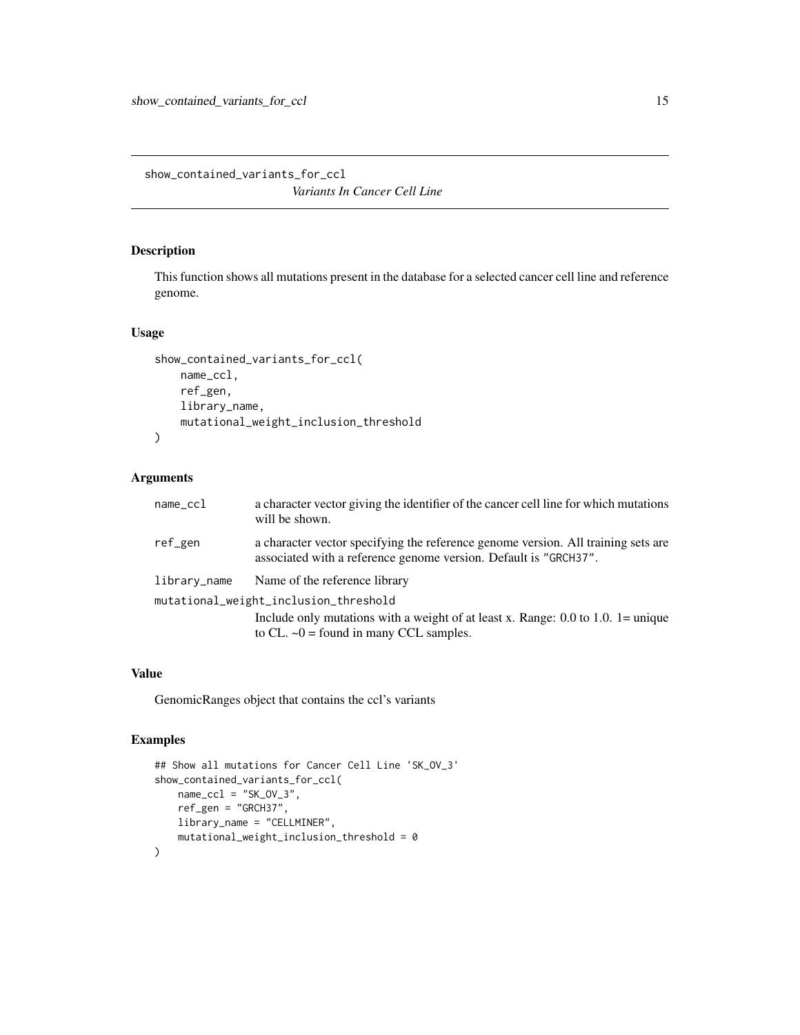`show_contained_variants_for_ccl` *Variants In Cancer Cell Line*

## Description

This function shows all mutations present in the database for a selected cancer cell line and reference genome.

## Usage

```
show_contained_variants_for_ccl(
    name_ccl,
    ref_gen,
    library_name,
    mutational_weight_inclusion_threshold
)
```

## Arguments

- `name_ccl` — a character vector giving the identifier of the cancer cell line for which mutations will be shown.
- `ref_gen` — a character vector specifying the reference genome version. All training sets are associated with a reference genome version. Default is "GRCH37".
- `library_name` — Name of the reference library
- `mutational_weight_inclusion_threshold` — Include only mutations with a weight of at least x. Range: 0.0 to 1.0. 1= unique to CL. ~0 = found in many CCL samples.

## Value

GenomicRanges object that contains the ccl's variants

## Examples

```
## Show all mutations for Cancer Cell Line 'SK_OV_3'
show_contained_variants_for_ccl(
    name_ccl = "SK_OV_3",
    ref_gen = "GRCH37",
    library_name = "CELLMINER",
    mutational_weight_inclusion_threshold = 0
)
```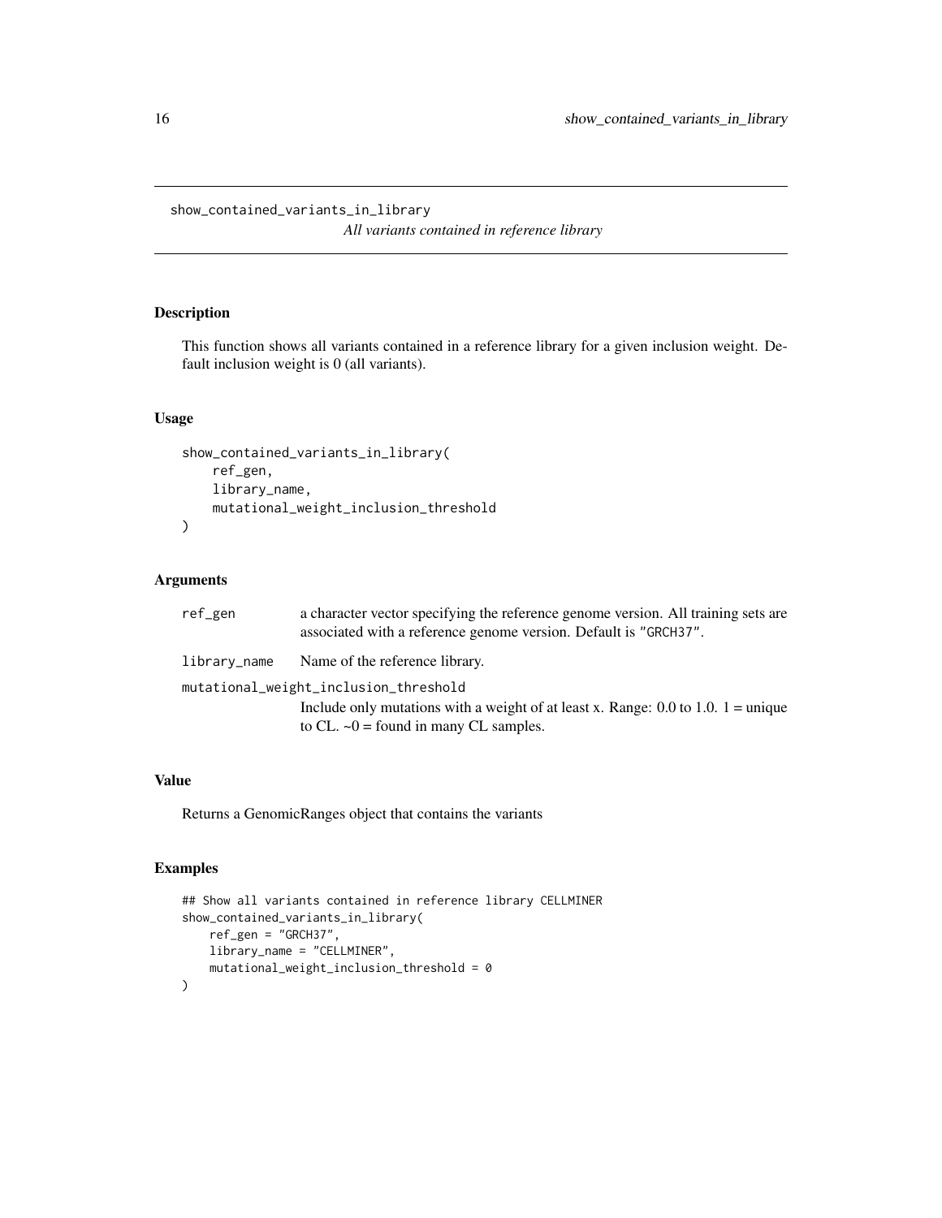## show_contained_variants_in_library

*All variants contained in reference library*

### Description

This function shows all variants contained in a reference library for a given inclusion weight. Default inclusion weight is 0 (all variants).

### Usage

```
show_contained_variants_in_library(
    ref_gen,
    library_name,
    mutational_weight_inclusion_threshold
)
```

### Arguments

| | |
|---|---|
| `ref_gen` | a character vector specifying the reference genome version. All training sets are associated with a reference genome version. Default is `"GRCH37"`. |
| `library_name` | Name of the reference library. |
| `mutational_weight_inclusion_threshold` | Include only mutations with a weight of at least x. Range: 0.0 to 1.0. 1 = unique to CL. ~0 = found in many CL samples. |

### Value

Returns a GenomicRanges object that contains the variants

### Examples

```
## Show all variants contained in reference library CELLMINER
show_contained_variants_in_library(
    ref_gen = "GRCH37",
    library_name = "CELLMINER",
    mutational_weight_inclusion_threshold = 0
)
```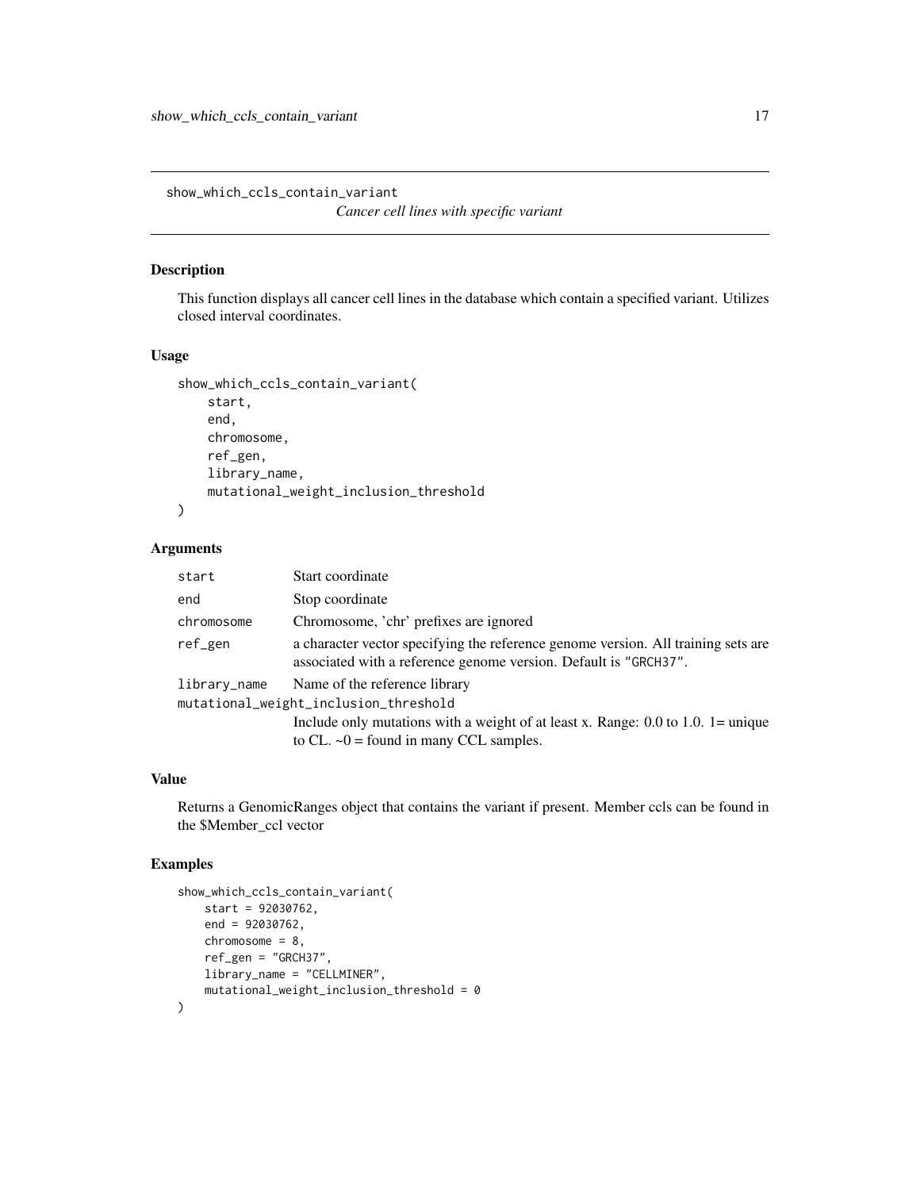# show_which_ccls_contain_variant

*Cancer cell lines with specific variant*

## Description

This function displays all cancer cell lines in the database which contain a specified variant. Utilizes closed interval coordinates.

## Usage

```
show_which_ccls_contain_variant(
    start,
    end,
    chromosome,
    ref_gen,
    library_name,
    mutational_weight_inclusion_threshold
)
```

## Arguments

| Argument | Description |
|---|---|
| `start` | Start coordinate |
| `end` | Stop coordinate |
| `chromosome` | Chromosome, 'chr' prefixes are ignored |
| `ref_gen` | a character vector specifying the reference genome version. All training sets are associated with a reference genome version. Default is `"GRCH37"`. |
| `library_name` | Name of the reference library |
| `mutational_weight_inclusion_threshold` | Include only mutations with a weight of at least x. Range: 0.0 to 1.0. 1= unique to CL. ~0 = found in many CCL samples. |

## Value

Returns a GenomicRanges object that contains the variant if present. Member ccls can be found in the $Member_ccl vector

## Examples

```
show_which_ccls_contain_variant(
    start = 92030762,
    end = 92030762,
    chromosome = 8,
    ref_gen = "GRCH37",
    library_name = "CELLMINER",
    mutational_weight_inclusion_threshold = 0
)
```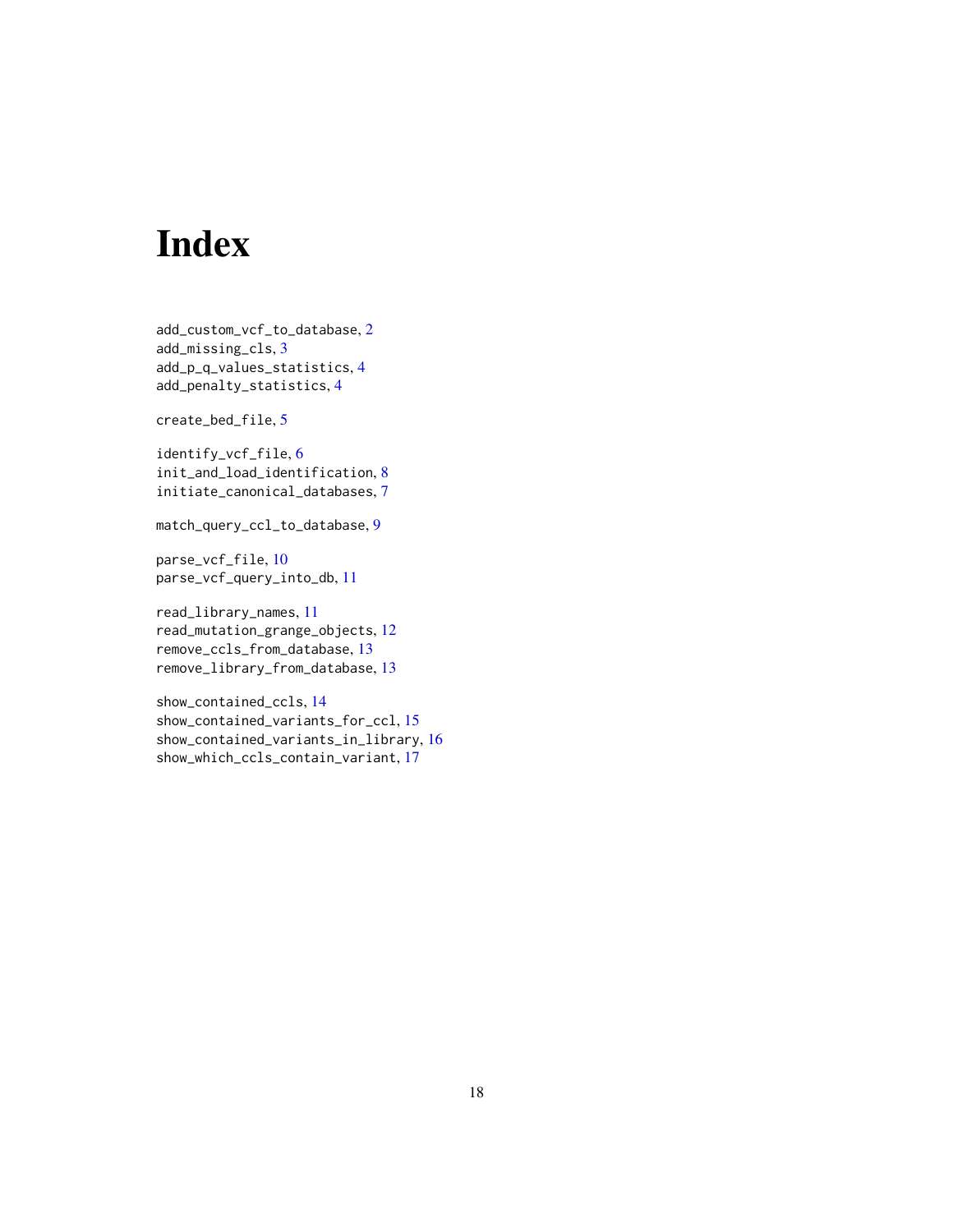# Index

add_custom_vcf_to_database, 2
add_missing_cls, 3
add_p_q_values_statistics, 4
add_penalty_statistics, 4

create_bed_file, 5

identify_vcf_file, 6
init_and_load_identification, 8
initiate_canonical_databases, 7

match_query_ccl_to_database, 9

parse_vcf_file, 10
parse_vcf_query_into_db, 11

read_library_names, 11
read_mutation_grange_objects, 12
remove_ccls_from_database, 13
remove_library_from_database, 13

show_contained_ccls, 14
show_contained_variants_for_ccl, 15
show_contained_variants_in_library, 16
show_which_ccls_contain_variant, 17